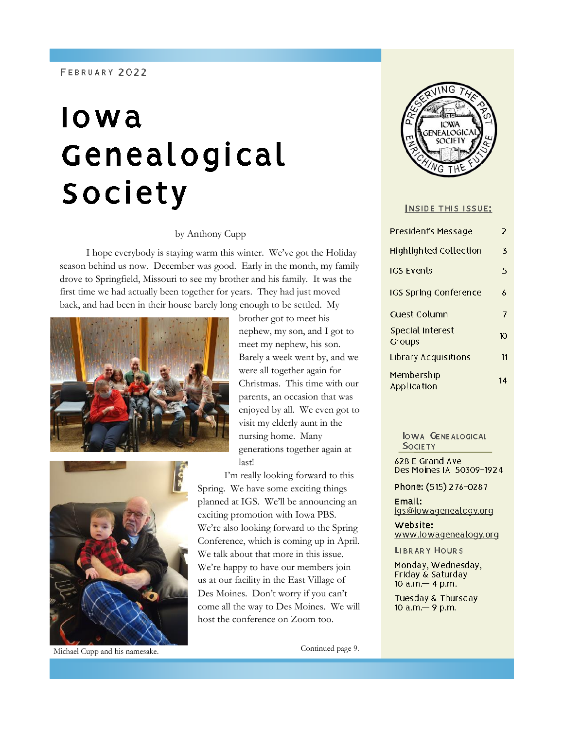FEBRUARY 2022

# Iowa Genealogical Society

by Anthony Cupp

I hope everybody is staying warm this winter. We've got the Holiday season behind us now. December was good. Early in the month, my family drove to Springfield, Missouri to see my brother and his family. It was the first time we had actually been together for years. They had just moved back, and had been in their house barely long enough to be settled. My brother got to meet his nephew, my son, and I got to meet my nephew, his son. Barely a week went by, and we were all together again for Christmas. This time with our parents, an occasion that was enjoyed by all. We even got to visit my elderly aunt in the nursing home. Many generations together again at last!

I'm really looking forward to this Spring. We have some exciting things planned at IGS. We'll be announcing an exciting promotion with Iowa PBS. We're also looking forward to the Spring Conference, which is coming up in April. We talk about that more in this issue. We're happy to have our members join us at our facility in the East Village of Des Moines. Don't worry if you can't come all the way to Des Moines. We will host the conference on Zoom too.

Michael Cupp and his namesake.

Continued page 9.

## INSIDE THIS ISSUE:

| | |
|---|---|
| President's Message | 2 |
| Highlighted Collection | 3 |
| IGS Events | 5 |
| IGS Spring Conference | 6 |
| Guest Column | 7 |
| Special Interest Groups | 10 |
| Library Acquisitions | 11 |
| Membership Application | 14 |

### IOWA GENEALOGICAL SOCIETY

628 E Grand Ave
Des Moines IA 50309-1924

**Phone:** (515) 276-0287

**Email:** igs@iowagenealogy.org

**Website:** www.iowagenealogy.org

### LIBRARY HOURS

Monday, Wednesday, Friday & Saturday
10 a.m.— 4 p.m.

Tuesday & Thursday
10 a.m.— 9 p.m.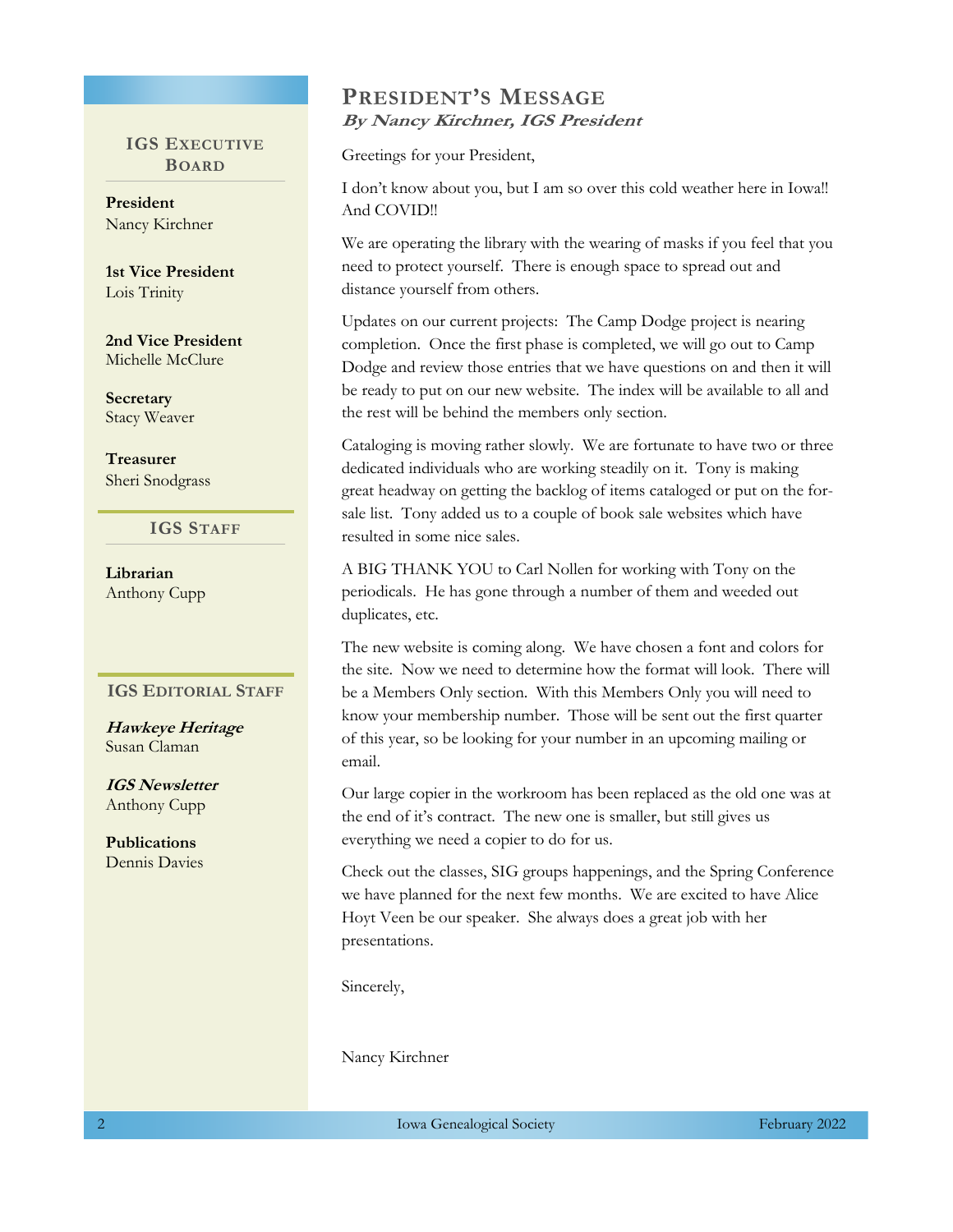### IGS Executive Board

**President**
Nancy Kirchner

**1st Vice President**
Lois Trinity

**2nd Vice President**
Michelle McClure

**Secretary**
Stacy Weaver

**Treasurer**
Sheri Snodgrass

### IGS Staff

**Librarian**
Anthony Cupp

### IGS Editorial Staff

***Hawkeye Heritage***
Susan Claman

***IGS Newsletter***
Anthony Cupp

**Publications**
Dennis Davies

## President's Message

***By Nancy Kirchner, IGS President***

Greetings for your President,

I don't know about you, but I am so over this cold weather here in Iowa!! And COVID!!

We are operating the library with the wearing of masks if you feel that you need to protect yourself. There is enough space to spread out and distance yourself from others.

Updates on our current projects: The Camp Dodge project is nearing completion. Once the first phase is completed, we will go out to Camp Dodge and review those entries that we have questions on and then it will be ready to put on our new website. The index will be available to all and the rest will be behind the members only section.

Cataloging is moving rather slowly. We are fortunate to have two or three dedicated individuals who are working steadily on it. Tony is making great headway on getting the backlog of items cataloged or put on the for-sale list. Tony added us to a couple of book sale websites which have resulted in some nice sales.

A BIG THANK YOU to Carl Nollen for working with Tony on the periodicals. He has gone through a number of them and weeded out duplicates, etc.

The new website is coming along. We have chosen a font and colors for the site. Now we need to determine how the format will look. There will be a Members Only section. With this Members Only you will need to know your membership number. Those will be sent out the first quarter of this year, so be looking for your number in an upcoming mailing or email.

Our large copier in the workroom has been replaced as the old one was at the end of it's contract. The new one is smaller, but still gives us everything we need a copier to do for us.

Check out the classes, SIG groups happenings, and the Spring Conference we have planned for the next few months. We are excited to have Alice Hoyt Veen be our speaker. She always does a great job with her presentations.

Sincerely,

Nancy Kirchner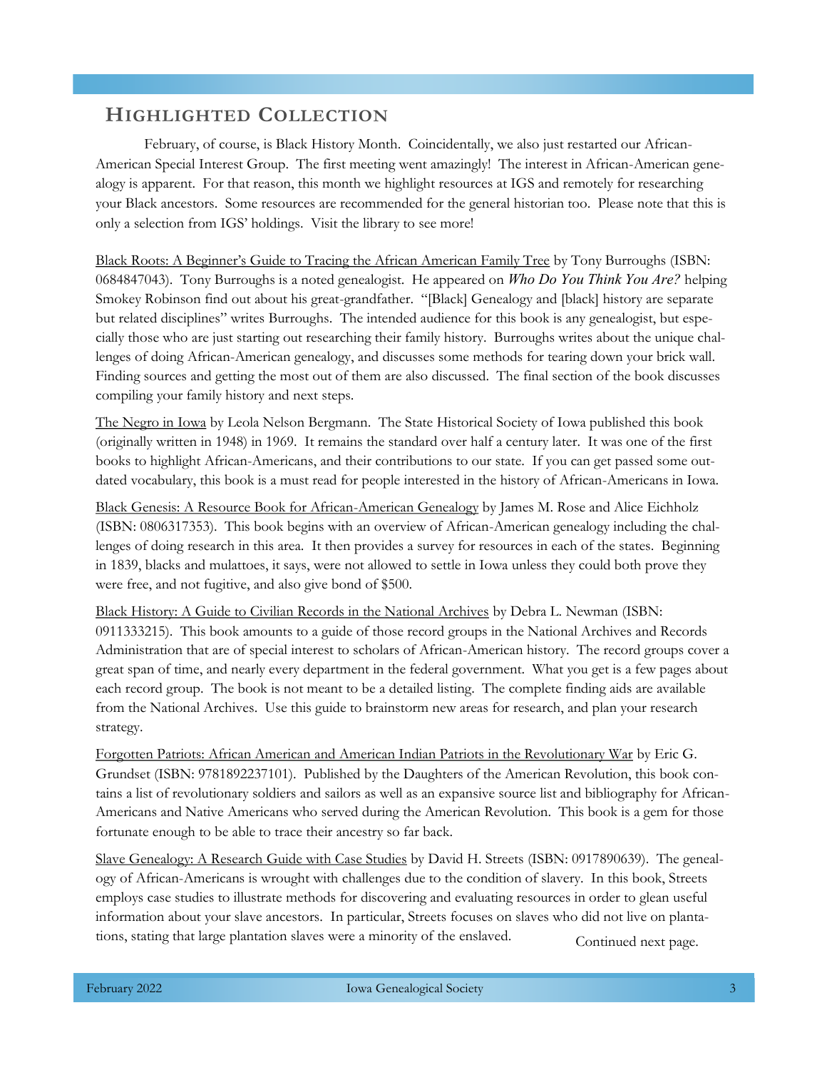## Highlighted Collection

February, of course, is Black History Month. Coincidentally, we also just restarted our African-American Special Interest Group. The first meeting went amazingly! The interest in African-American genealogy is apparent. For that reason, this month we highlight resources at IGS and remotely for researching your Black ancestors. Some resources are recommended for the general historian too. Please note that this is only a selection from IGS' holdings. Visit the library to see more!

Black Roots: A Beginner's Guide to Tracing the African American Family Tree by Tony Burroughs (ISBN: 0684847043). Tony Burroughs is a noted genealogist. He appeared on *Who Do You Think You Are?* helping Smokey Robinson find out about his great-grandfather. "[Black] Genealogy and [black] history are separate but related disciplines" writes Burroughs. The intended audience for this book is any genealogist, but especially those who are just starting out researching their family history. Burroughs writes about the unique challenges of doing African-American genealogy, and discusses some methods for tearing down your brick wall. Finding sources and getting the most out of them are also discussed. The final section of the book discusses compiling your family history and next steps.

The Negro in Iowa by Leola Nelson Bergmann. The State Historical Society of Iowa published this book (originally written in 1948) in 1969. It remains the standard over half a century later. It was one of the first books to highlight African-Americans, and their contributions to our state. If you can get passed some outdated vocabulary, this book is a must read for people interested in the history of African-Americans in Iowa.

Black Genesis: A Resource Book for African-American Genealogy by James M. Rose and Alice Eichholz (ISBN: 0806317353). This book begins with an overview of African-American genealogy including the challenges of doing research in this area. It then provides a survey for resources in each of the states. Beginning in 1839, blacks and mulattoes, it says, were not allowed to settle in Iowa unless they could both prove they were free, and not fugitive, and also give bond of $500.

Black History: A Guide to Civilian Records in the National Archives by Debra L. Newman (ISBN: 0911333215). This book amounts to a guide of those record groups in the National Archives and Records Administration that are of special interest to scholars of African-American history. The record groups cover a great span of time, and nearly every department in the federal government. What you get is a few pages about each record group. The book is not meant to be a detailed listing. The complete finding aids are available from the National Archives. Use this guide to brainstorm new areas for research, and plan your research strategy.

Forgotten Patriots: African American and American Indian Patriots in the Revolutionary War by Eric G. Grundset (ISBN: 9781892237101). Published by the Daughters of the American Revolution, this book contains a list of revolutionary soldiers and sailors as well as an expansive source list and bibliography for African-Americans and Native Americans who served during the American Revolution. This book is a gem for those fortunate enough to be able to trace their ancestry so far back.

Slave Genealogy: A Research Guide with Case Studies by David H. Streets (ISBN: 0917890639). The genealogy of African-Americans is wrought with challenges due to the condition of slavery. In this book, Streets employs case studies to illustrate methods for discovering and evaluating resources in order to glean useful information about your slave ancestors. In particular, Streets focuses on slaves who did not live on plantations, stating that large plantation slaves were a minority of the enslaved.

Continued next page.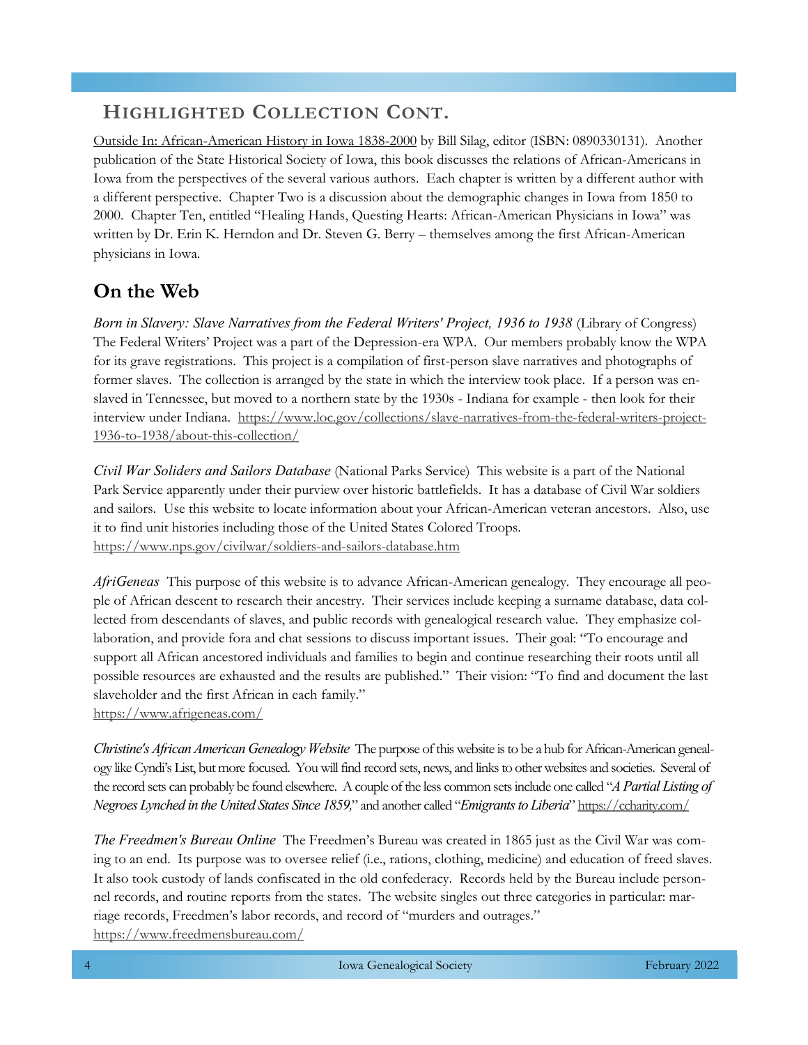## Highlighted Collection Cont.

Outside In: African-American History in Iowa 1838-2000 by Bill Silag, editor (ISBN: 0890330131). Another publication of the State Historical Society of Iowa, this book discusses the relations of African-Americans in Iowa from the perspectives of the several various authors. Each chapter is written by a different author with a different perspective. Chapter Two is a discussion about the demographic changes in Iowa from 1850 to 2000. Chapter Ten, entitled "Healing Hands, Questing Hearts: African-American Physicians in Iowa" was written by Dr. Erin K. Herndon and Dr. Steven G. Berry – themselves among the first African-American physicians in Iowa.

## On the Web

*Born in Slavery: Slave Narratives from the Federal Writers' Project, 1936 to 1938* (Library of Congress) The Federal Writers' Project was a part of the Depression-era WPA. Our members probably know the WPA for its grave registrations. This project is a compilation of first-person slave narratives and photographs of former slaves. The collection is arranged by the state in which the interview took place. If a person was enslaved in Tennessee, but moved to a northern state by the 1930s - Indiana for example - then look for their interview under Indiana. https://www.loc.gov/collections/slave-narratives-from-the-federal-writers-project-1936-to-1938/about-this-collection/

*Civil War Soliders and Sailors Database* (National Parks Service) This website is a part of the National Park Service apparently under their purview over historic battlefields. It has a database of Civil War soldiers and sailors. Use this website to locate information about your African-American veteran ancestors. Also, use it to find unit histories including those of the United States Colored Troops. https://www.nps.gov/civilwar/soldiers-and-sailors-database.htm

*AfriGeneas* This purpose of this website is to advance African-American genealogy. They encourage all people of African descent to research their ancestry. Their services include keeping a surname database, data collected from descendants of slaves, and public records with genealogical research value. They emphasize collaboration, and provide fora and chat sessions to discuss important issues. Their goal: "To encourage and support all African ancestored individuals and families to begin and continue researching their roots until all possible resources are exhausted and the results are published." Their vision: "To find and document the last slaveholder and the first African in each family."
https://www.afrigeneas.com/

*Christine's African American Genealogy Website* The purpose of this website is to be a hub for African-American genealogy like Cyndi's List, but more focused. You will find record sets, news, and links to other websites and societies. Several of the record sets can probably be found elsewhere. A couple of the less common sets include one called "*A Partial Listing of Negroes Lynched in the United States Since 1859,*" and another called "*Emigrants to Liberia*" https://ccharity.com/

*The Freedmen's Bureau Online* The Freedmen's Bureau was created in 1865 just as the Civil War was coming to an end. Its purpose was to oversee relief (i.e., rations, clothing, medicine) and education of freed slaves. It also took custody of lands confiscated in the old confederacy. Records held by the Bureau include personnel records, and routine reports from the states. The website singles out three categories in particular: marriage records, Freedmen's labor records, and record of "murders and outrages."
https://www.freedmensbureau.com/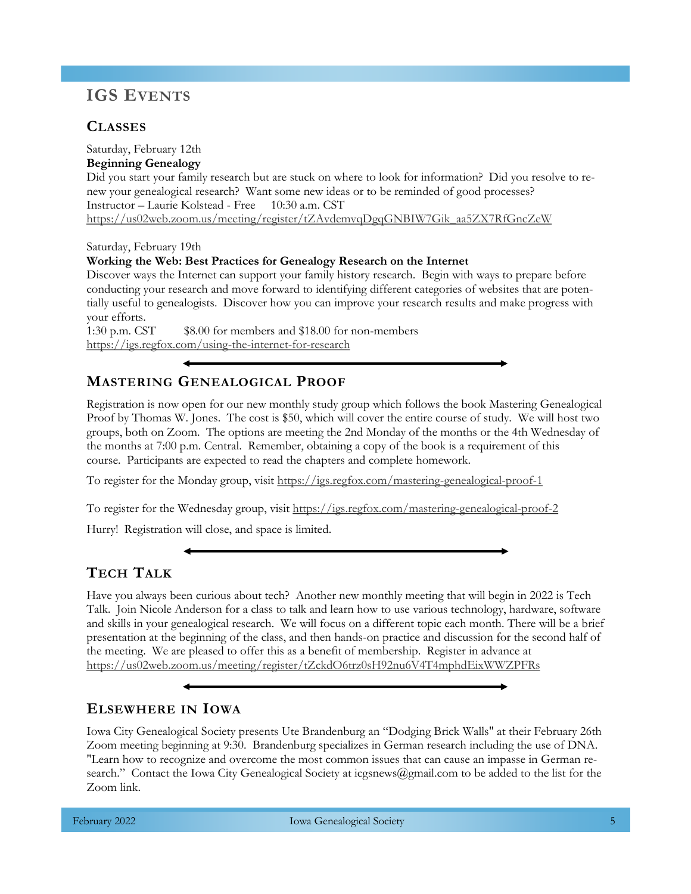# IGS Events

## Classes

Saturday, February 12th

**Beginning Genealogy**

Did you start your family research but are stuck on where to look for information? Did you resolve to renew your genealogical research? Want some new ideas or to be reminded of good processes?

Instructor – Laurie Kolstead - Free 10:30 a.m. CST

https://us02web.zoom.us/meeting/register/tZAvdemvqDgqGNBIW7Gik_aa5ZX7RfGncZeW

Saturday, February 19th

**Working the Web: Best Practices for Genealogy Research on the Internet**

Discover ways the Internet can support your family history research. Begin with ways to prepare before conducting your research and move forward to identifying different categories of websites that are potentially useful to genealogists. Discover how you can improve your research results and make progress with your efforts.

1:30 p.m. CST $8.00 for members and $18.00 for non-members

https://igs.regfox.com/using-the-internet-for-research

## Mastering Genealogical Proof

Registration is now open for our new monthly study group which follows the book Mastering Genealogical Proof by Thomas W. Jones. The cost is $50, which will cover the entire course of study. We will host two groups, both on Zoom. The options are meeting the 2nd Monday of the months or the 4th Wednesday of the months at 7:00 p.m. Central. Remember, obtaining a copy of the book is a requirement of this course. Participants are expected to read the chapters and complete homework.

To register for the Monday group, visit https://igs.regfox.com/mastering-genealogical-proof-1

To register for the Wednesday group, visit https://igs.regfox.com/mastering-genealogical-proof-2

Hurry! Registration will close, and space is limited.

## Tech Talk

Have you always been curious about tech? Another new monthly meeting that will begin in 2022 is Tech Talk. Join Nicole Anderson for a class to talk and learn how to use various technology, hardware, software and skills in your genealogical research. We will focus on a different topic each month. There will be a brief presentation at the beginning of the class, and then hands-on practice and discussion for the second half of the meeting. We are pleased to offer this as a benefit of membership. Register in advance at https://us02web.zoom.us/meeting/register/tZckdO6trz0sH92nu6V4T4mphdEixWWZPFRs

## Elsewhere in Iowa

Iowa City Genealogical Society presents Ute Brandenburg an "Dodging Brick Walls" at their February 26th Zoom meeting beginning at 9:30. Brandenburg specializes in German research including the use of DNA. "Learn how to recognize and overcome the most common issues that can cause an impasse in German research." Contact the Iowa City Genealogical Society at icgsnews@gmail.com to be added to the list for the Zoom link.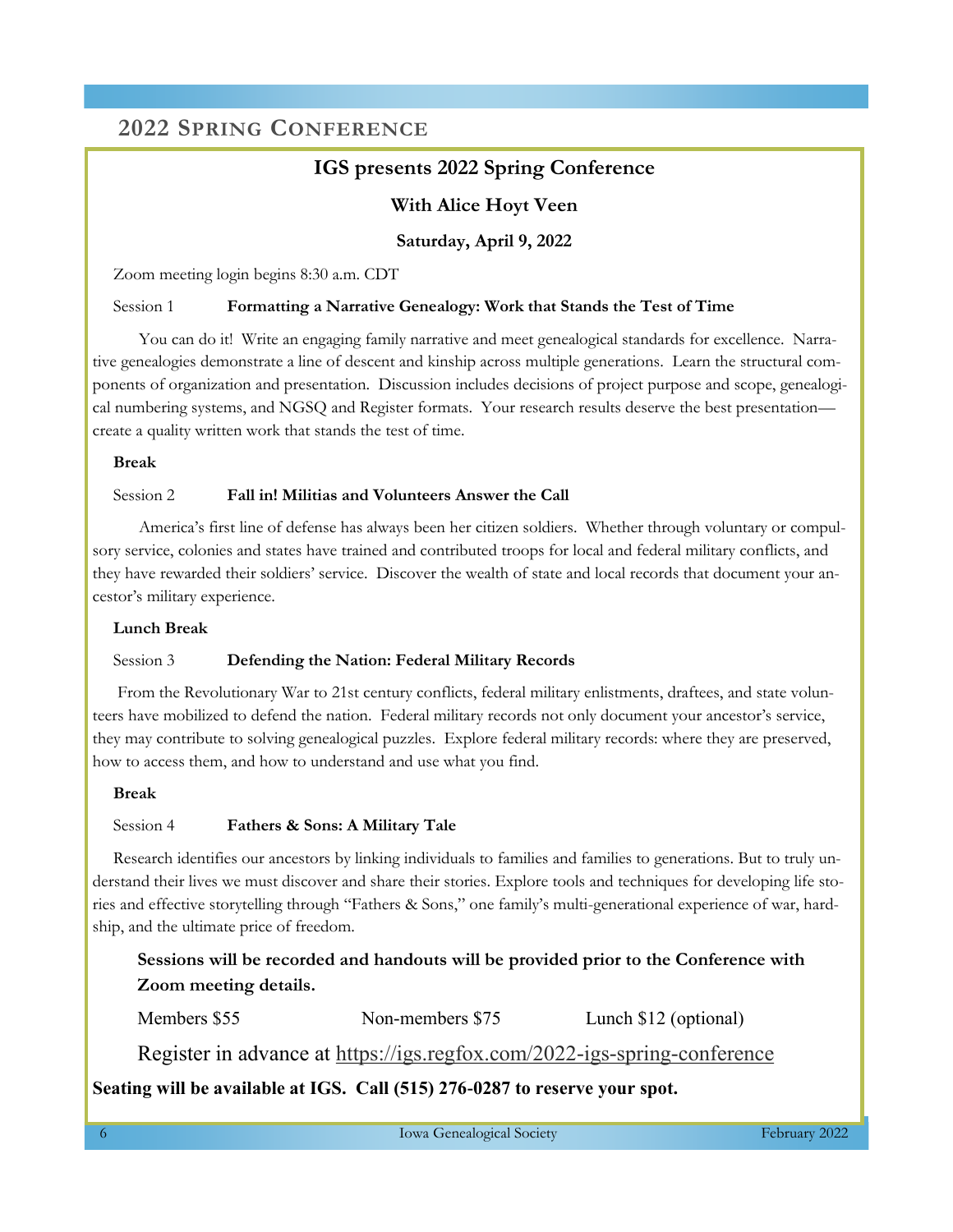## 2022 Spring Conference

### IGS presents 2022 Spring Conference

### With Alice Hoyt Veen

**Saturday, April 9, 2022**

Zoom meeting login begins 8:30 a.m. CDT

Session 1 **Formatting a Narrative Genealogy: Work that Stands the Test of Time**

You can do it! Write an engaging family narrative and meet genealogical standards for excellence. Narrative genealogies demonstrate a line of descent and kinship across multiple generations. Learn the structural components of organization and presentation. Discussion includes decisions of project purpose and scope, genealogical numbering systems, and NGSQ and Register formats. Your research results deserve the best presentation—create a quality written work that stands the test of time.

**Break**

Session 2 **Fall in! Militias and Volunteers Answer the Call**

America's first line of defense has always been her citizen soldiers. Whether through voluntary or compulsory service, colonies and states have trained and contributed troops for local and federal military conflicts, and they have rewarded their soldiers' service. Discover the wealth of state and local records that document your ancestor's military experience.

**Lunch Break**

Session 3 **Defending the Nation: Federal Military Records**

From the Revolutionary War to 21st century conflicts, federal military enlistments, draftees, and state volunteers have mobilized to defend the nation. Federal military records not only document your ancestor's service, they may contribute to solving genealogical puzzles. Explore federal military records: where they are preserved, how to access them, and how to understand and use what you find.

**Break**

Session 4 **Fathers & Sons: A Military Tale**

Research identifies our ancestors by linking individuals to families and families to generations. But to truly understand their lives we must discover and share their stories. Explore tools and techniques for developing life stories and effective storytelling through "Fathers & Sons," one family's multi-generational experience of war, hardship, and the ultimate price of freedom.

**Sessions will be recorded and handouts will be provided prior to the Conference with Zoom meeting details.**

Members $55 Non-members $75 Lunch $12 (optional)

Register in advance at https://igs.regfox.com/2022-igs-spring-conference

**Seating will be available at IGS. Call (515) 276-0287 to reserve your spot.**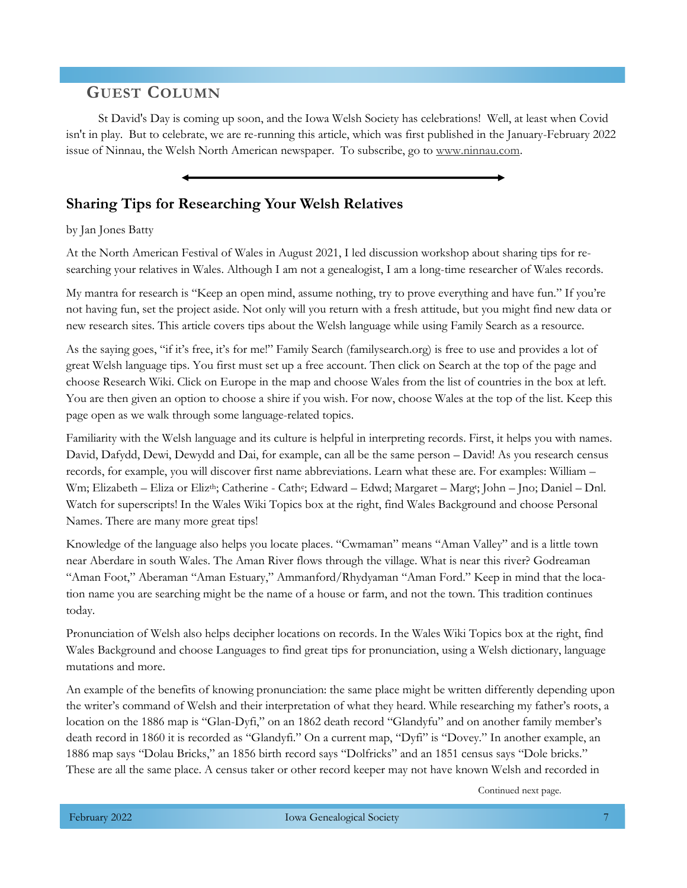## Guest Column

St David's Day is coming up soon, and the Iowa Welsh Society has celebrations! Well, at least when Covid isn't in play. But to celebrate, we are re-running this article, which was first published in the January-February 2022 issue of Ninnau, the Welsh North American newspaper. To subscribe, go to www.ninnau.com.

---

### Sharing Tips for Researching Your Welsh Relatives

by Jan Jones Batty

At the North American Festival of Wales in August 2021, I led discussion workshop about sharing tips for researching your relatives in Wales. Although I am not a genealogist, I am a long-time researcher of Wales records.

My mantra for research is "Keep an open mind, assume nothing, try to prove everything and have fun." If you're not having fun, set the project aside. Not only will you return with a fresh attitude, but you might find new data or new research sites. This article covers tips about the Welsh language while using Family Search as a resource.

As the saying goes, "if it's free, it's for me!" Family Search (familysearch.org) is free to use and provides a lot of great Welsh language tips. You first must set up a free account. Then click on Search at the top of the page and choose Research Wiki. Click on Europe in the map and choose Wales from the list of countries in the box at left. You are then given an option to choose a shire if you wish. For now, choose Wales at the top of the list. Keep this page open as we walk through some language-related topics.

Familiarity with the Welsh language and its culture is helpful in interpreting records. First, it helps you with names. David, Dafydd, Dewi, Dewydd and Dai, for example, can all be the same person – David! As you research census records, for example, you will discover first name abbreviations. Learn what these are. For examples: William – Wm; Elizabeth – Eliza or Eliz$^{th}$; Catherine - Cath$^{e}$; Edward – Edwd; Margaret – Marg$^{t}$; John – Jno; Daniel – Dnl. Watch for superscripts! In the Wales Wiki Topics box at the right, find Wales Background and choose Personal Names. There are many more great tips!

Knowledge of the language also helps you locate places. "Cwmaman" means "Aman Valley" and is a little town near Aberdare in south Wales. The Aman River flows through the village. What is near this river? Godreaman "Aman Foot," Aberaman "Aman Estuary," Ammanford/Rhydyaman "Aman Ford." Keep in mind that the location name you are searching might be the name of a house or farm, and not the town. This tradition continues today.

Pronunciation of Welsh also helps decipher locations on records. In the Wales Wiki Topics box at the right, find Wales Background and choose Languages to find great tips for pronunciation, using a Welsh dictionary, language mutations and more.

An example of the benefits of knowing pronunciation: the same place might be written differently depending upon the writer's command of Welsh and their interpretation of what they heard. While researching my father's roots, a location on the 1886 map is "Glan-Dyfi," on an 1862 death record "Glandyfu" and on another family member's death record in 1860 it is recorded as "Glandyfi." On a current map, "Dyfi" is "Dovey." In another example, an 1886 map says "Dolau Bricks," an 1856 birth record says "Dolfricks" and an 1851 census says "Dole bricks." These are all the same place. A census taker or other record keeper may not have known Welsh and recorded in

Continued next page.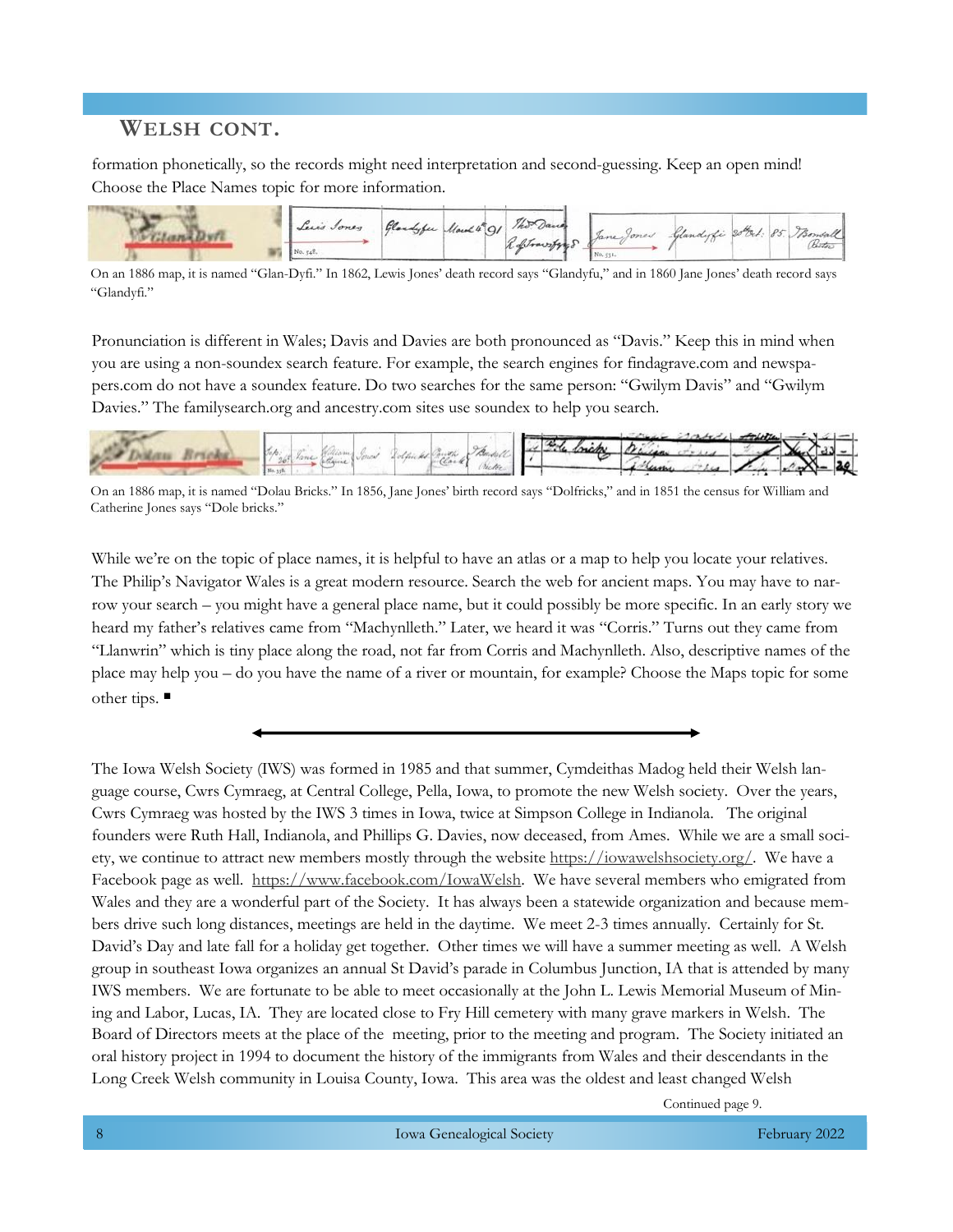## WELSH CONT.

formation phonetically, so the records might need interpretation and second-guessing. Keep an open mind! Choose the Place Names topic for more information.

On an 1886 map, it is named "Glan-Dyfi." In 1862, Lewis Jones' death record says "Glandyfu," and in 1860 Jane Jones' death record says "Glandyfi."

Pronunciation is different in Wales; Davis and Davies are both pronounced as "Davis." Keep this in mind when you are using a non-soundex search feature. For example, the search engines for findagrave.com and newspapers.com do not have a soundex feature. Do two searches for the same person: "Gwilym Davis" and "Gwilym Davies." The familysearch.org and ancestry.com sites use soundex to help you search.

On an 1886 map, it is named "Dolau Bricks." In 1856, Jane Jones' birth record says "Dolfricks," and in 1851 the census for William and Catherine Jones says "Dole bricks."

While we're on the topic of place names, it is helpful to have an atlas or a map to help you locate your relatives. The Philip's Navigator Wales is a great modern resource. Search the web for ancient maps. You may have to narrow your search – you might have a general place name, but it could possibly be more specific. In an early story we heard my father's relatives came from "Machynlleth." Later, we heard it was "Corris." Turns out they came from "Llanwrin" which is tiny place along the road, not far from Corris and Machynlleth. Also, descriptive names of the place may help you – do you have the name of a river or mountain, for example? Choose the Maps topic for some other tips. ■

---

The Iowa Welsh Society (IWS) was formed in 1985 and that summer, Cymdeithas Madog held their Welsh language course, Cwrs Cymraeg, at Central College, Pella, Iowa, to promote the new Welsh society. Over the years, Cwrs Cymraeg was hosted by the IWS 3 times in Iowa, twice at Simpson College in Indianola. The original founders were Ruth Hall, Indianola, and Phillips G. Davies, now deceased, from Ames. While we are a small society, we continue to attract new members mostly through the website https://iowawelshsociety.org/. We have a Facebook page as well. https://www.facebook.com/IowaWelsh. We have several members who emigrated from Wales and they are a wonderful part of the Society. It has always been a statewide organization and because members drive such long distances, meetings are held in the daytime. We meet 2-3 times annually. Certainly for St. David's Day and late fall for a holiday get together. Other times we will have a summer meeting as well. A Welsh group in southeast Iowa organizes an annual St David's parade in Columbus Junction, IA that is attended by many IWS members. We are fortunate to be able to meet occasionally at the John L. Lewis Memorial Museum of Mining and Labor, Lucas, IA. They are located close to Fry Hill cemetery with many grave markers in Welsh. The Board of Directors meets at the place of the meeting, prior to the meeting and program. The Society initiated an oral history project in 1994 to document the history of the immigrants from Wales and their descendants in the Long Creek Welsh community in Louisa County, Iowa. This area was the oldest and least changed Welsh

Continued page 9.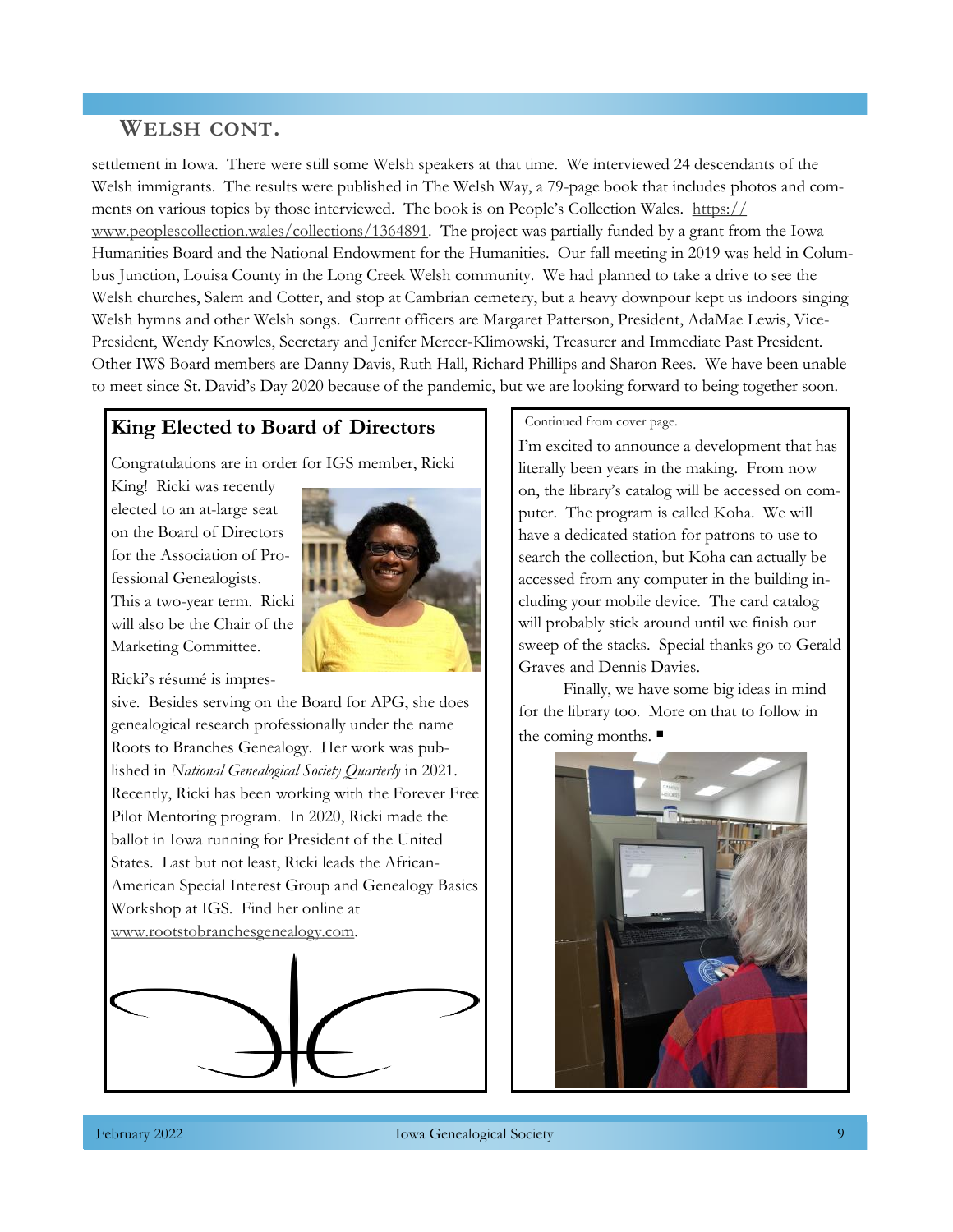## WELSH CONT.

settlement in Iowa. There were still some Welsh speakers at that time. We interviewed 24 descendants of the Welsh immigrants. The results were published in The Welsh Way, a 79-page book that includes photos and comments on various topics by those interviewed. The book is on People's Collection Wales. https://www.peoplescollection.wales/collections/1364891. The project was partially funded by a grant from the Iowa Humanities Board and the National Endowment for the Humanities. Our fall meeting in 2019 was held in Columbus Junction, Louisa County in the Long Creek Welsh community. We had planned to take a drive to see the Welsh churches, Salem and Cotter, and stop at Cambrian cemetery, but a heavy downpour kept us indoors singing Welsh hymns and other Welsh songs. Current officers are Margaret Patterson, President, AdaMae Lewis, Vice-President, Wendy Knowles, Secretary and Jenifer Mercer-Klimowski, Treasurer and Immediate Past President. Other IWS Board members are Danny Davis, Ruth Hall, Richard Phillips and Sharon Rees. We have been unable to meet since St. David's Day 2020 because of the pandemic, but we are looking forward to being together soon.

### King Elected to Board of Directors

Congratulations are in order for IGS member, Ricki King! Ricki was recently elected to an at-large seat on the Board of Directors for the Association of Professional Genealogists. This a two-year term. Ricki will also be the Chair of the Marketing Committee.

Ricki's résumé is impressive. Besides serving on the Board for APG, she does genealogical research professionally under the name Roots to Branches Genealogy. Her work was published in *National Genealogical Society Quarterly* in 2021. Recently, Ricki has been working with the Forever Free Pilot Mentoring program. In 2020, Ricki made the ballot in Iowa running for President of the United States. Last but not least, Ricki leads the African-American Special Interest Group and Genealogy Basics Workshop at IGS. Find her online at www.rootstobranchesgenealogy.com.

Continued from cover page.

I'm excited to announce a development that has literally been years in the making. From now on, the library's catalog will be accessed on computer. The program is called Koha. We will have a dedicated station for patrons to use to search the collection, but Koha can actually be accessed from any computer in the building including your mobile device. The card catalog will probably stick around until we finish our sweep of the stacks. Special thanks go to Gerald Graves and Dennis Davies.

Finally, we have some big ideas in mind for the library too. More on that to follow in the coming months. ■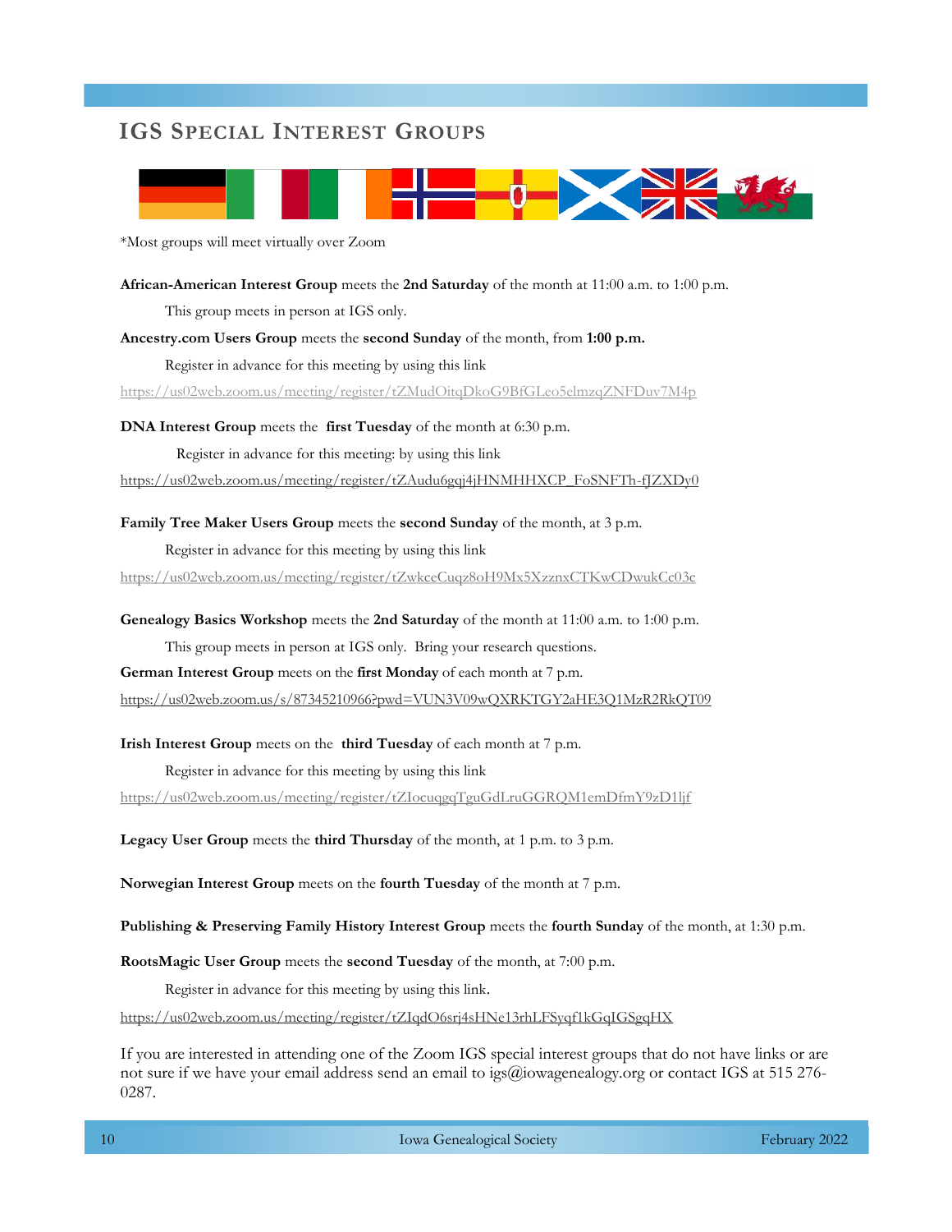## IGS Special Interest Groups

*Most groups will meet virtually over Zoom

**African-American Interest Group** meets the **2nd Saturday** of the month at 11:00 a.m. to 1:00 p.m.

This group meets in person at IGS only.

**Ancestry.com Users Group** meets the **second Sunday** of the month, from **1:00 p.m.**

Register in advance for this meeting by using this link

https://us02web.zoom.us/meeting/register/tZMudOitqDkoG9BfGLeo5elmzqZNFDuv7M4p

**DNA Interest Group** meets the **first Tuesday** of the month at 6:30 p.m.

Register in advance for this meeting: by using this link

https://us02web.zoom.us/meeting/register/tZAudu6gqj4jHNMHHXCP_FoSNFTh-fJZXDy0

**Family Tree Maker Users Group** meets the **second Sunday** of the month, at 3 p.m.

Register in advance for this meeting by using this link

https://us02web.zoom.us/meeting/register/tZwkceCuqz8oH9Mx5XzznxCTKwCDwukCc03c

**Genealogy Basics Workshop** meets the **2nd Saturday** of the month at 11:00 a.m. to 1:00 p.m.

This group meets in person at IGS only. Bring your research questions.

**German Interest Group** meets on the **first Monday** of each month at 7 p.m.

https://us02web.zoom.us/s/87345210966?pwd=VUN3V09wQXRKTGY2aHE3Q1MzR2RkQT09

**Irish Interest Group** meets on the **third Tuesday** of each month at 7 p.m.

Register in advance for this meeting by using this link

https://us02web.zoom.us/meeting/register/tZIocuqgqTguGdLruGGRQM1emDfmY9zD1ljf

**Legacy User Group** meets the **third Thursday** of the month, at 1 p.m. to 3 p.m.

**Norwegian Interest Group** meets on the **fourth Tuesday** of the month at 7 p.m.

**Publishing & Preserving Family History Interest Group** meets the **fourth Sunday** of the month, at 1:30 p.m.

**RootsMagic User Group** meets the **second Tuesday** of the month, at 7:00 p.m.

Register in advance for this meeting by using this link.

https://us02web.zoom.us/meeting/register/tZIqdO6srj4sHNe13rhLFSyqf1kGqIGSgqHX

If you are interested in attending one of the Zoom IGS special interest groups that do not have links or are not sure if we have your email address send an email to igs@iowagenealogy.org or contact IGS at 515 276-0287.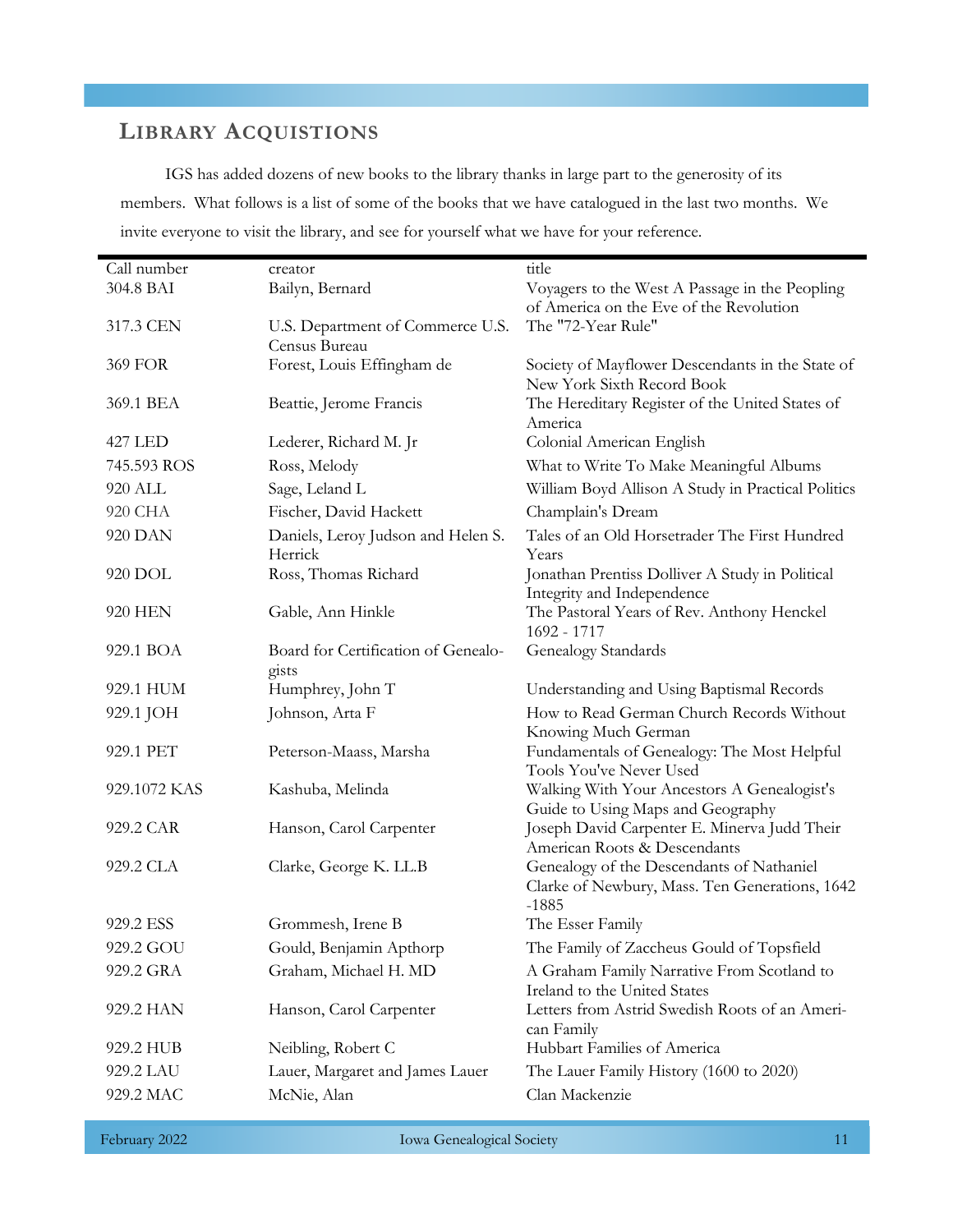## Library Acquistions

IGS has added dozens of new books to the library thanks in large part to the generosity of its members. What follows is a list of some of the books that we have catalogued in the last two months. We invite everyone to visit the library, and see for yourself what we have for your reference.

| Call number | creator | title |
|---|---|---|
| 304.8 BAI | Bailyn, Bernard | Voyagers to the West A Passage in the Peopling of America on the Eve of the Revolution |
| 317.3 CEN | U.S. Department of Commerce U.S. Census Bureau | The "72-Year Rule" |
| 369 FOR | Forest, Louis Effingham de | Society of Mayflower Descendants in the State of New York Sixth Record Book |
| 369.1 BEA | Beattie, Jerome Francis | The Hereditary Register of the United States of America |
| 427 LED | Lederer, Richard M. Jr | Colonial American English |
| 745.593 ROS | Ross, Melody | What to Write To Make Meaningful Albums |
| 920 ALL | Sage, Leland L | William Boyd Allison A Study in Practical Politics |
| 920 CHA | Fischer, David Hackett | Champlain's Dream |
| 920 DAN | Daniels, Leroy Judson and Helen S. Herrick | Tales of an Old Horsetrader The First Hundred Years |
| 920 DOL | Ross, Thomas Richard | Jonathan Prentiss Dolliver A Study in Political Integrity and Independence |
| 920 HEN | Gable, Ann Hinkle | The Pastoral Years of Rev. Anthony Henckel 1692 - 1717 |
| 929.1 BOA | Board for Certification of Genealogists | Genealogy Standards |
| 929.1 HUM | Humphrey, John T | Understanding and Using Baptismal Records |
| 929.1 JOH | Johnson, Arta F | How to Read German Church Records Without Knowing Much German |
| 929.1 PET | Peterson-Maass, Marsha | Fundamentals of Genealogy: The Most Helpful Tools You've Never Used |
| 929.1072 KAS | Kashuba, Melinda | Walking With Your Ancestors A Genealogist's Guide to Using Maps and Geography |
| 929.2 CAR | Hanson, Carol Carpenter | Joseph David Carpenter E. Minerva Judd Their American Roots & Descendants |
| 929.2 CLA | Clarke, George K. LL.B | Genealogy of the Descendants of Nathaniel Clarke of Newbury, Mass. Ten Generations, 1642 -1885 |
| 929.2 ESS | Grommesh, Irene B | The Esser Family |
| 929.2 GOU | Gould, Benjamin Apthorp | The Family of Zaccheus Gould of Topsfield |
| 929.2 GRA | Graham, Michael H. MD | A Graham Family Narrative From Scotland to Ireland to the United States |
| 929.2 HAN | Hanson, Carol Carpenter | Letters from Astrid Swedish Roots of an American Family |
| 929.2 HUB | Neibling, Robert C | Hubbart Families of America |
| 929.2 LAU | Lauer, Margaret and James Lauer | The Lauer Family History (1600 to 2020) |
| 929.2 MAC | McNie, Alan | Clan Mackenzie |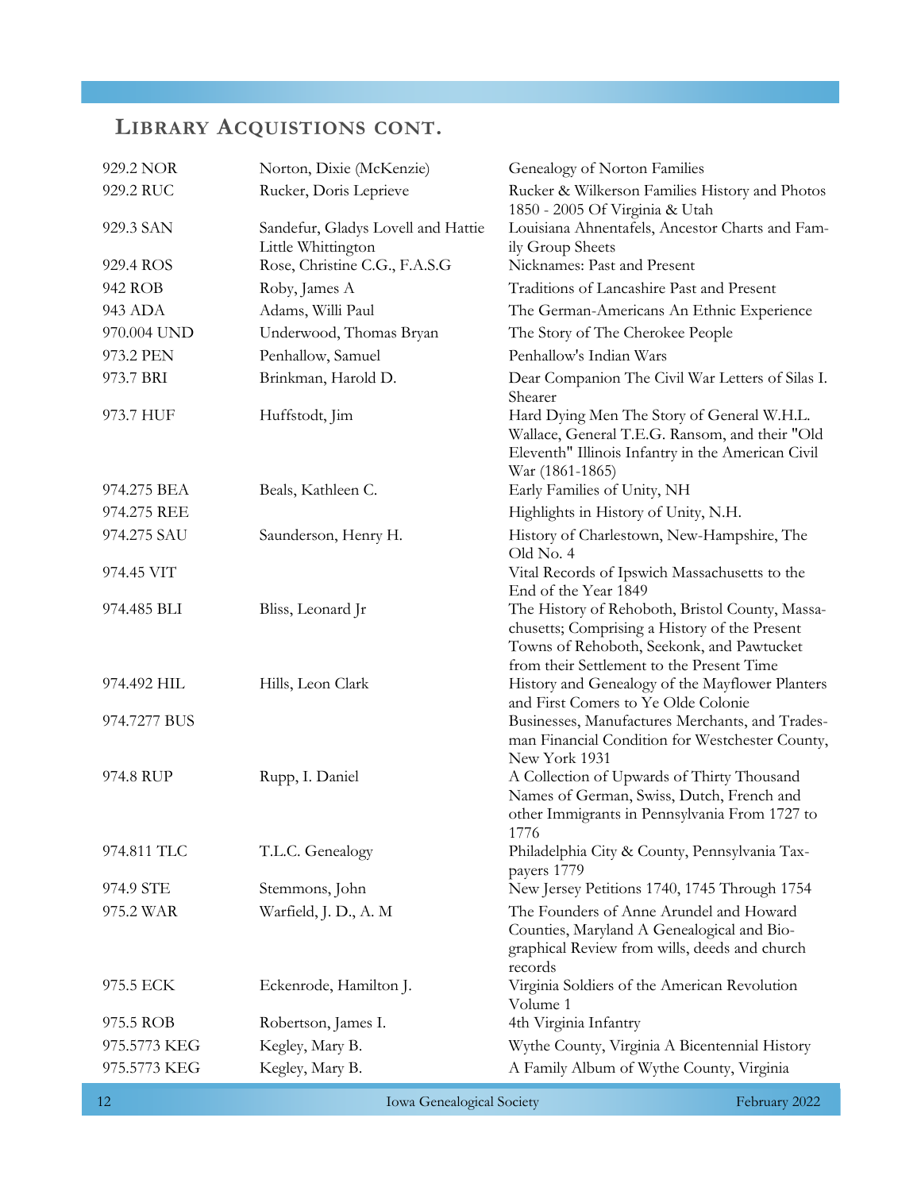## LIBRARY ACQUISTIONS CONT.

| | | |
|---|---|---|
| 929.2 NOR | Norton, Dixie (McKenzie) | Genealogy of Norton Families |
| 929.2 RUC | Rucker, Doris Leprieve | Rucker & Wilkerson Families History and Photos 1850 - 2005 Of Virginia & Utah |
| 929.3 SAN | Sandefur, Gladys Lovell and Hattie Little Whittington | Louisiana Ahnentafels, Ancestor Charts and Family Group Sheets |
| 929.4 ROS | Rose, Christine C.G., F.A.S.G | Nicknames: Past and Present |
| 942 ROB | Roby, James A | Traditions of Lancashire Past and Present |
| 943 ADA | Adams, Willi Paul | The German-Americans An Ethnic Experience |
| 970.004 UND | Underwood, Thomas Bryan | The Story of The Cherokee People |
| 973.2 PEN | Penhallow, Samuel | Penhallow's Indian Wars |
| 973.7 BRI | Brinkman, Harold D. | Dear Companion The Civil War Letters of Silas I. Shearer |
| 973.7 HUF | Huffstodt, Jim | Hard Dying Men The Story of General W.H.L. Wallace, General T.E.G. Ransom, and their "Old Eleventh" Illinois Infantry in the American Civil War (1861-1865) |
| 974.275 BEA | Beals, Kathleen C. | Early Families of Unity, NH |
| 974.275 REE | | Highlights in History of Unity, N.H. |
| 974.275 SAU | Saunderson, Henry H. | History of Charlestown, New-Hampshire, The Old No. 4 |
| 974.45 VIT | | Vital Records of Ipswich Massachusetts to the End of the Year 1849 |
| 974.485 BLI | Bliss, Leonard Jr | The History of Rehoboth, Bristol County, Massachusetts; Comprising a History of the Present Towns of Rehoboth, Seekonk, and Pawtucket from their Settlement to the Present Time |
| 974.492 HIL | Hills, Leon Clark | History and Genealogy of the Mayflower Planters and First Comers to Ye Olde Colonie |
| 974.7277 BUS | | Businesses, Manufactures Merchants, and Tradesman Financial Condition for Westchester County, New York 1931 |
| 974.8 RUP | Rupp, I. Daniel | A Collection of Upwards of Thirty Thousand Names of German, Swiss, Dutch, French and other Immigrants in Pennsylvania From 1727 to 1776 |
| 974.811 TLC | T.L.C. Genealogy | Philadelphia City & County, Pennsylvania Taxpayers 1779 |
| 974.9 STE | Stemmons, John | New Jersey Petitions 1740, 1745 Through 1754 |
| 975.2 WAR | Warfield, J. D., A. M | The Founders of Anne Arundel and Howard Counties, Maryland A Genealogical and Biographical Review from wills, deeds and church records |
| 975.5 ECK | Eckenrode, Hamilton J. | Virginia Soldiers of the American Revolution Volume 1 |
| 975.5 ROB | Robertson, James I. | 4th Virginia Infantry |
| 975.5773 KEG | Kegley, Mary B. | Wythe County, Virginia A Bicentennial History |
| 975.5773 KEG | Kegley, Mary B. | A Family Album of Wythe County, Virginia |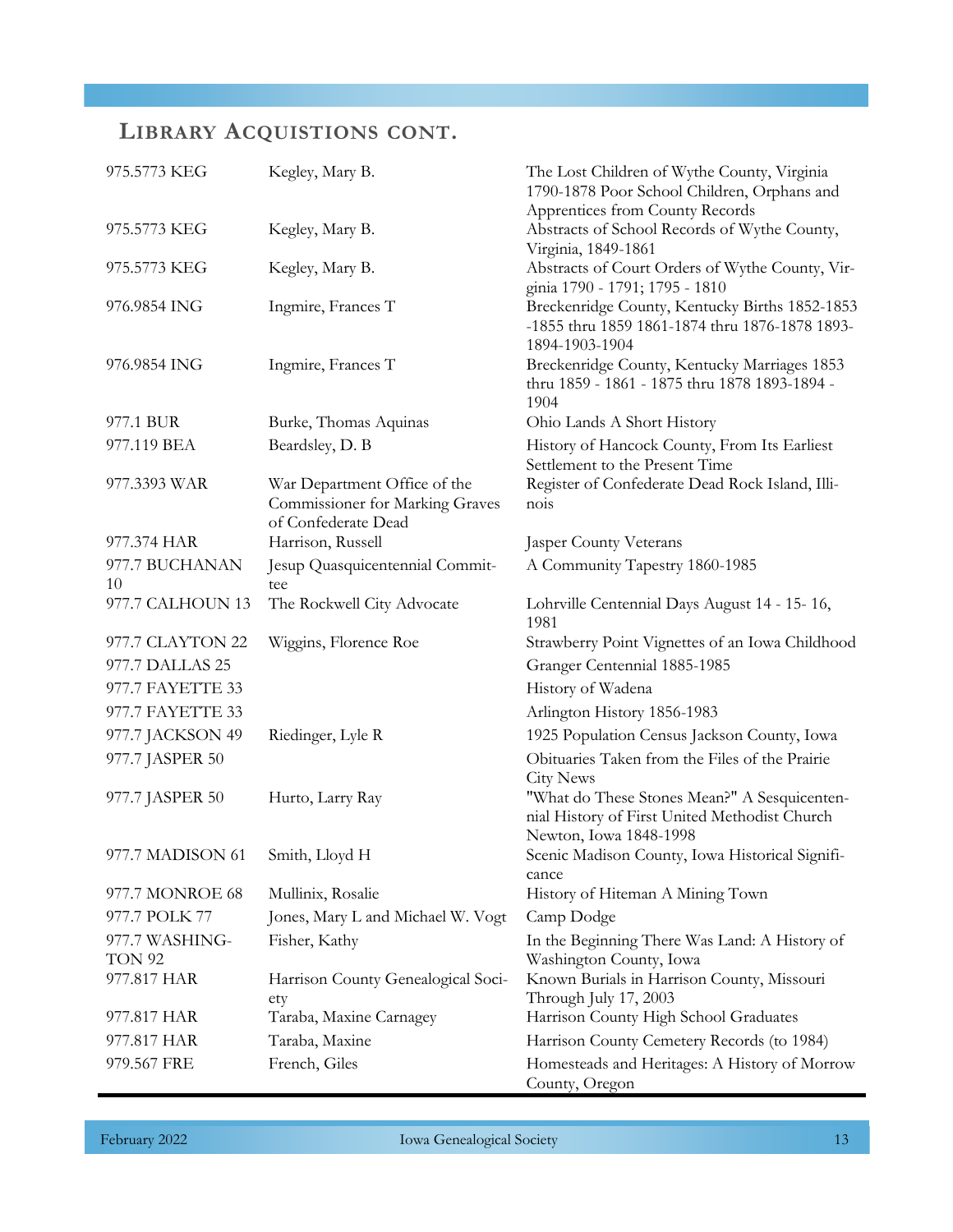## Library Acquistions cont.

| | | |
|---|---|---|
| 975.5773 KEG | Kegley, Mary B. | The Lost Children of Wythe County, Virginia 1790-1878 Poor School Children, Orphans and Apprentices from County Records |
| 975.5773 KEG | Kegley, Mary B. | Abstracts of School Records of Wythe County, Virginia, 1849-1861 |
| 975.5773 KEG | Kegley, Mary B. | Abstracts of Court Orders of Wythe County, Virginia 1790 - 1791; 1795 - 1810 |
| 976.9854 ING | Ingmire, Frances T | Breckenridge County, Kentucky Births 1852-1853 -1855 thru 1859 1861-1874 thru 1876-1878 1893-1894-1903-1904 |
| 976.9854 ING | Ingmire, Frances T | Breckenridge County, Kentucky Marriages 1853 thru 1859 - 1861 - 1875 thru 1878 1893-1894 - 1904 |
| 977.1 BUR | Burke, Thomas Aquinas | Ohio Lands A Short History |
| 977.119 BEA | Beardsley, D. B | History of Hancock County, From Its Earliest Settlement to the Present Time |
| 977.3393 WAR | War Department Office of the Commissioner for Marking Graves of Confederate Dead | Register of Confederate Dead Rock Island, Illinois |
| 977.374 HAR | Harrison, Russell | Jasper County Veterans |
| 977.7 BUCHANAN 10 | Jesup Quasquicentennial Committee | A Community Tapestry 1860-1985 |
| 977.7 CALHOUN 13 | The Rockwell City Advocate | Lohrville Centennial Days August 14 - 15- 16, 1981 |
| 977.7 CLAYTON 22 | Wiggins, Florence Roe | Strawberry Point Vignettes of an Iowa Childhood |
| 977.7 DALLAS 25 | | Granger Centennial 1885-1985 |
| 977.7 FAYETTE 33 | | History of Wadena |
| 977.7 FAYETTE 33 | | Arlington History 1856-1983 |
| 977.7 JACKSON 49 | Riedinger, Lyle R | 1925 Population Census Jackson County, Iowa |
| 977.7 JASPER 50 | | Obituaries Taken from the Files of the Prairie City News |
| 977.7 JASPER 50 | Hurto, Larry Ray | "What do These Stones Mean?" A Sesquicentennial History of First United Methodist Church Newton, Iowa 1848-1998 |
| 977.7 MADISON 61 | Smith, Lloyd H | Scenic Madison County, Iowa Historical Significance |
| 977.7 MONROE 68 | Mullinix, Rosalie | History of Hiteman A Mining Town |
| 977.7 POLK 77 | Jones, Mary L and Michael W. Vogt | Camp Dodge |
| 977.7 WASHINGTON 92 | Fisher, Kathy | In the Beginning There Was Land: A History of Washington County, Iowa |
| 977.817 HAR | Harrison County Genealogical Society | Known Burials in Harrison County, Missouri Through July 17, 2003 |
| 977.817 HAR | Taraba, Maxine Carnagey | Harrison County High School Graduates |
| 977.817 HAR | Taraba, Maxine | Harrison County Cemetery Records (to 1984) |
| 979.567 FRE | French, Giles | Homesteads and Heritages: A History of Morrow County, Oregon |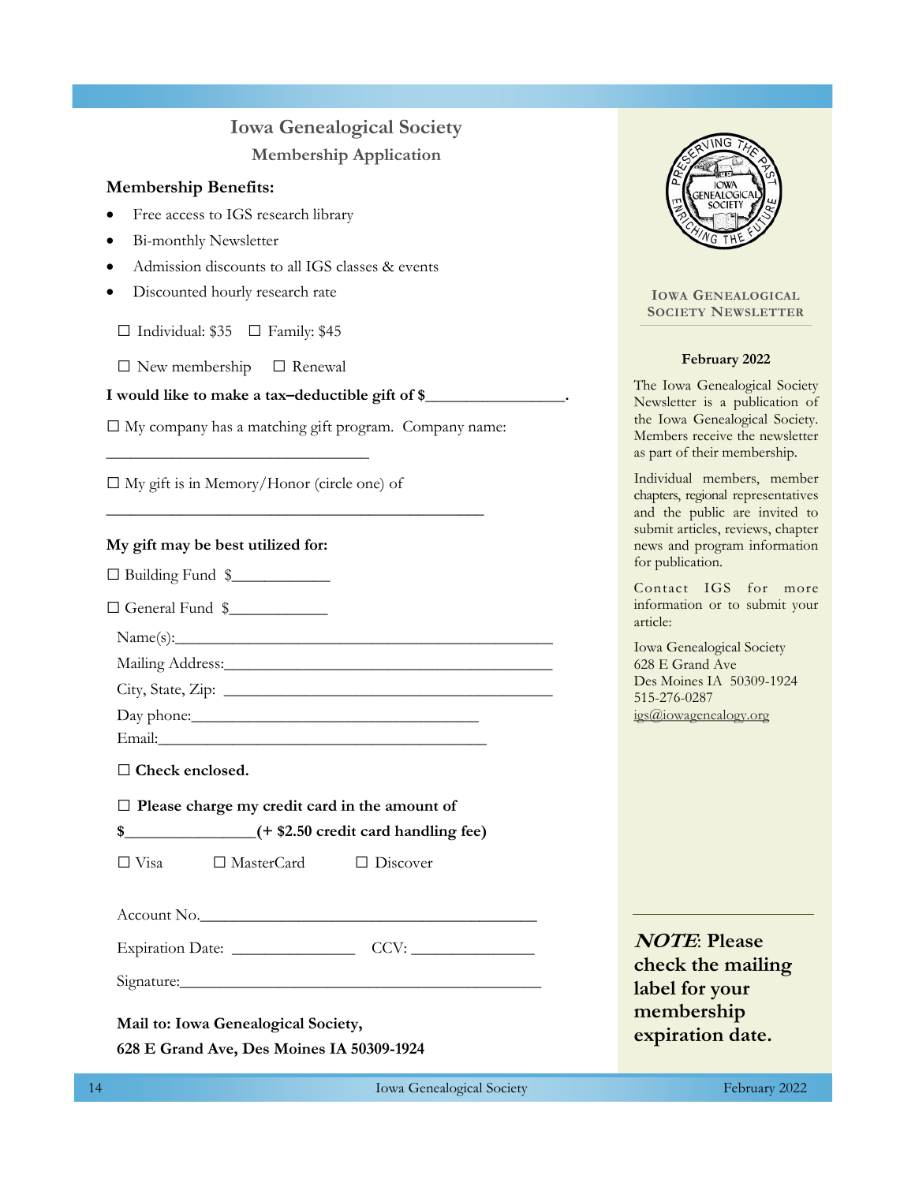## Iowa Genealogical Society

### Membership Application

**Membership Benefits:**

- Free access to IGS research library
- Bi-monthly Newsletter
- Admission discounts to all IGS classes & events
- Discounted hourly research rate

☐ Individual: $35 ☐ Family: $45

☐ New membership ☐ Renewal

**I would like to make a tax–deductible gift of $_________________.**

☐ My company has a matching gift program. Company name:

_________________________________

☐ My gift is in Memory/Honor (circle one) of

_______________________________________________

**My gift may be best utilized for:**

☐ Building Fund $____________

☐ General Fund $____________

Name(s):_______________________________________________

Mailing Address:_________________________________________

City, State, Zip: _________________________________________

Day phone:____________________________________

Email:__________________________________________

☐ **Check enclosed.**

☐ **Please charge my credit card in the amount of**

**$________________(+ $2.50 credit card handling fee)**

☐ Visa ☐ MasterCard ☐ Discover

Account No.__________________________________________

Expiration Date: _______________ CCV: _______________

Signature:______________________________________________

**Mail to: Iowa Genealogical Society,**
**628 E Grand Ave, Des Moines IA 50309-1924**

---

PRESERVING THE PAST · IOWA GENEALOGICAL SOCIETY · ENRICHING THE FUTURE

**IOWA GENEALOGICAL SOCIETY NEWSLETTER**

**February 2022**

The Iowa Genealogical Society Newsletter is a publication of the Iowa Genealogical Society. Members receive the newsletter as part of their membership.

Individual members, member chapters, regional representatives and the public are invited to submit articles, reviews, chapter news and program information for publication.

Contact IGS for more information or to submit your article:

Iowa Genealogical Society
628 E Grand Ave
Des Moines IA 50309-1924
515-276-0287
igs@iowagenealogy.org

***NOTE*: Please check the mailing label for your membership expiration date.**